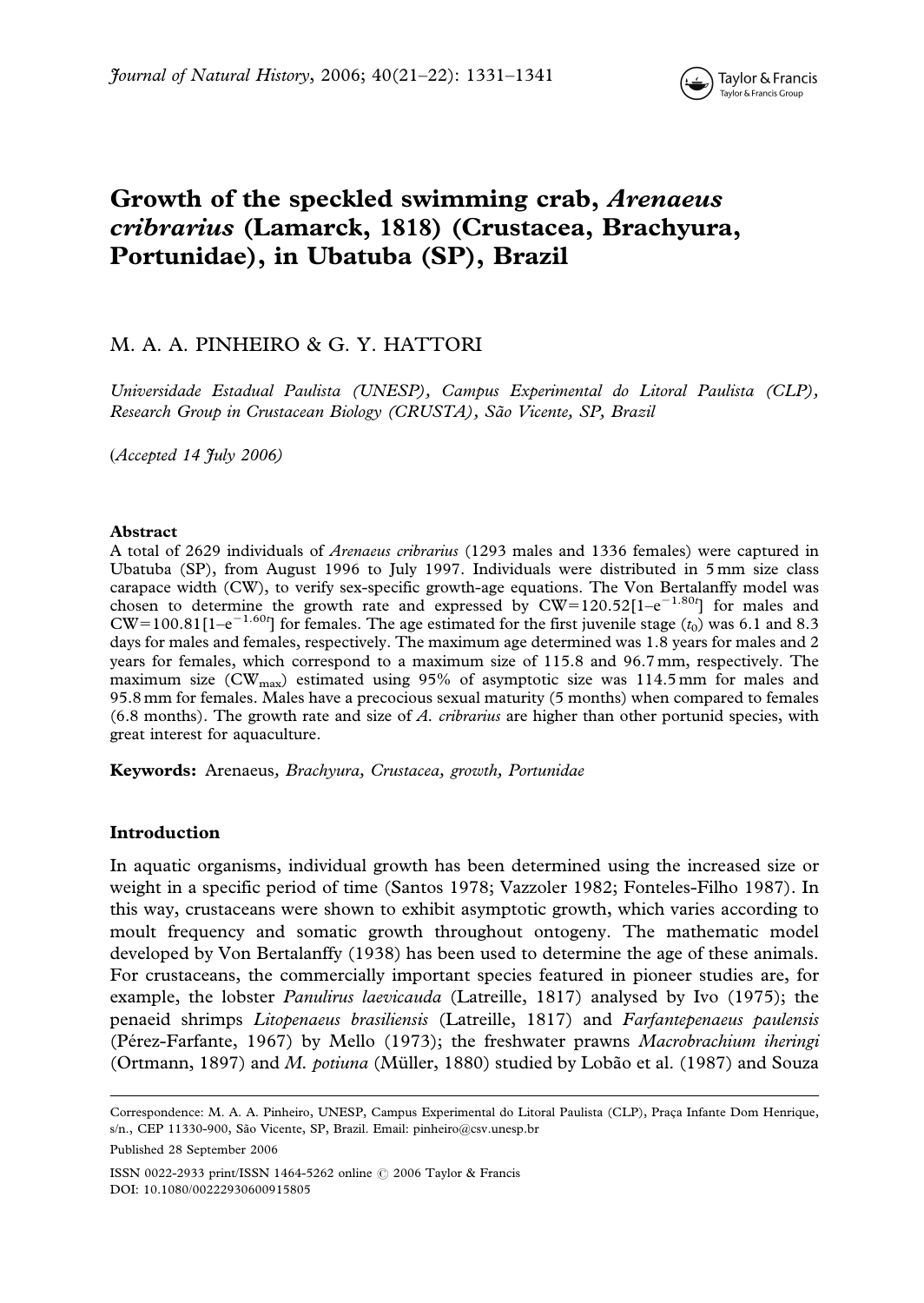# Growth of the speckled swimming crab, *Arenaeus cribrarius* (Lamarck, 1818) (Crustacea, Brachyura, Portunidae), in Ubatuba (SP), Brazil

M. A. A. PINHEIRO & G. Y. HATTORI

*Universidade Estadual Paulista (UNESP), Campus Experimental do Litoral Paulista (CLP), Research Group in Crustacean Biology (CRUSTA), São Vicente, SP, Brazil*

(*Accepted 14 July 2006*)

## Abstract

A total of 2629 individuals of *Arenaeus cribrarius* (1293 males and 1336 females) were captured in Ubatuba (SP), from August 1996 to July 1997. Individuals were distributed in 5 mm size class carapace width (CW), to verify sex-specific growth-age equations. The Von Bertalanffy model was chosen to determine the growth rate and expressed by $CW=120.52[1-e^{-1.80t}]$ for males and $CW=100.81[1-e^{-1.60t}]$ for females. The age estimated for the first juvenile stage ($t_0$) was 6.1 and 8.3 days for males and females, respectively. The maximum age determined was 1.8 years for males and 2 years for females, which correspond to a maximum size of 115.8 and 96.7 mm, respectively. The maximum size ($CW_{max}$) estimated using 95% of asymptotic size was 114.5 mm for males and 95.8 mm for females. Males have a precocious sexual maturity (5 months) when compared to females (6.8 months). The growth rate and size of *A. cribrarius* are higher than other portunid species, with great interest for aquaculture.

**Keywords:** Arenaeus*, Brachyura, Crustacea, growth, Portunidae*

## Introduction

In aquatic organisms, individual growth has been determined using the increased size or weight in a specific period of time (Santos 1978; Vazzoler 1982; Fonteles-Filho 1987). In this way, crustaceans were shown to exhibit asymptotic growth, which varies according to moult frequency and somatic growth throughout ontogeny. The mathematic model developed by Von Bertalanffy (1938) has been used to determine the age of these animals. For crustaceans, the commercially important species featured in pioneer studies are, for example, the lobster *Panulirus laevicauda* (Latreille, 1817) analysed by Ivo (1975); the penaeid shrimps *Litopenaeus brasiliensis* (Latreille, 1817) and *Farfantepenaeus paulensis* (Pérez-Farfante, 1967) by Mello (1973); the freshwater prawns *Macrobrachium iheringi* (Ortmann, 1897) and *M. potiuna* (Müller, 1880) studied by Lobão et al. (1987) and Souza

Correspondence: M. A. A. Pinheiro, UNESP, Campus Experimental do Litoral Paulista (CLP), Praça Infante Dom Henrique, s/n., CEP 11330-900, São Vicente, SP, Brazil. Email: pinheiro@csv.unesp.br

Published 28 September 2006

ISSN 0022-2933 print/ISSN 1464-5262 online © 2006 Taylor & Francis
DOI: 10.1080/00222930600915805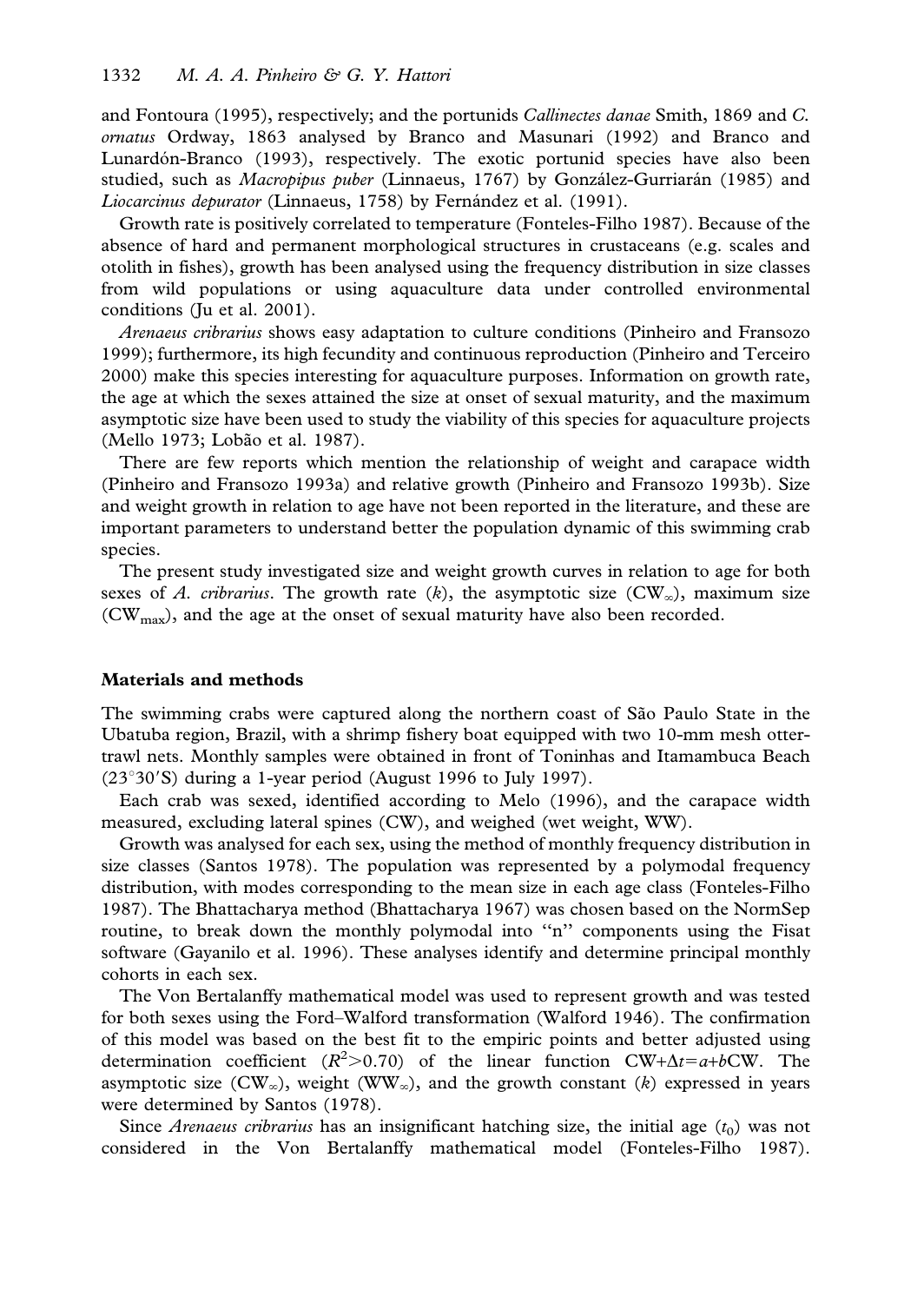and Fontoura (1995), respectively; and the portunids *Callinectes danae* Smith, 1869 and *C. ornatus* Ordway, 1863 analysed by Branco and Masunari (1992) and Branco and Lunardón-Branco (1993), respectively. The exotic portunid species have also been studied, such as *Macropipus puber* (Linnaeus, 1767) by González-Gurriarán (1985) and *Liocarcinus depurator* (Linnaeus, 1758) by Fernández et al. (1991).

Growth rate is positively correlated to temperature (Fonteles-Filho 1987). Because of the absence of hard and permanent morphological structures in crustaceans (e.g. scales and otolith in fishes), growth has been analysed using the frequency distribution in size classes from wild populations or using aquaculture data under controlled environmental conditions (Ju et al. 2001).

*Arenaeus cribrarius* shows easy adaptation to culture conditions (Pinheiro and Fransozo 1999); furthermore, its high fecundity and continuous reproduction (Pinheiro and Terceiro 2000) make this species interesting for aquaculture purposes. Information on growth rate, the age at which the sexes attained the size at onset of sexual maturity, and the maximum asymptotic size have been used to study the viability of this species for aquaculture projects (Mello 1973; Lobão et al. 1987).

There are few reports which mention the relationship of weight and carapace width (Pinheiro and Fransozo 1993a) and relative growth (Pinheiro and Fransozo 1993b). Size and weight growth in relation to age have not been reported in the literature, and these are important parameters to understand better the population dynamic of this swimming crab species.

The present study investigated size and weight growth curves in relation to age for both sexes of *A. cribrarius*. The growth rate ($k$), the asymptotic size ($CW_\infty$), maximum size ($CW_{max}$), and the age at the onset of sexual maturity have also been recorded.

## Materials and methods

The swimming crabs were captured along the northern coast of São Paulo State in the Ubatuba region, Brazil, with a shrimp fishery boat equipped with two 10-mm mesh otter-trawl nets. Monthly samples were obtained in front of Toninhas and Itamambuca Beach (23°30′S) during a 1-year period (August 1996 to July 1997).

Each crab was sexed, identified according to Melo (1996), and the carapace width measured, excluding lateral spines (CW), and weighed (wet weight, WW).

Growth was analysed for each sex, using the method of monthly frequency distribution in size classes (Santos 1978). The population was represented by a polymodal frequency distribution, with modes corresponding to the mean size in each age class (Fonteles-Filho 1987). The Bhattacharya method (Bhattacharya 1967) was chosen based on the NormSep routine, to break down the monthly polymodal into "n" components using the Fisat software (Gayanilo et al. 1996). These analyses identify and determine principal monthly cohorts in each sex.

The Von Bertalanffy mathematical model was used to represent growth and was tested for both sexes using the Ford–Walford transformation (Walford 1946). The confirmation of this model was based on the best fit to the empiric points and better adjusted using determination coefficient ($R^2$>0.70) of the linear function $CW+\Delta t=a+bCW$. The asymptotic size ($CW_\infty$), weight ($WW_\infty$), and the growth constant ($k$) expressed in years were determined by Santos (1978).

Since *Arenaeus cribrarius* has an insignificant hatching size, the initial age ($t_0$) was not considered in the Von Bertalanffy mathematical model (Fonteles-Filho 1987).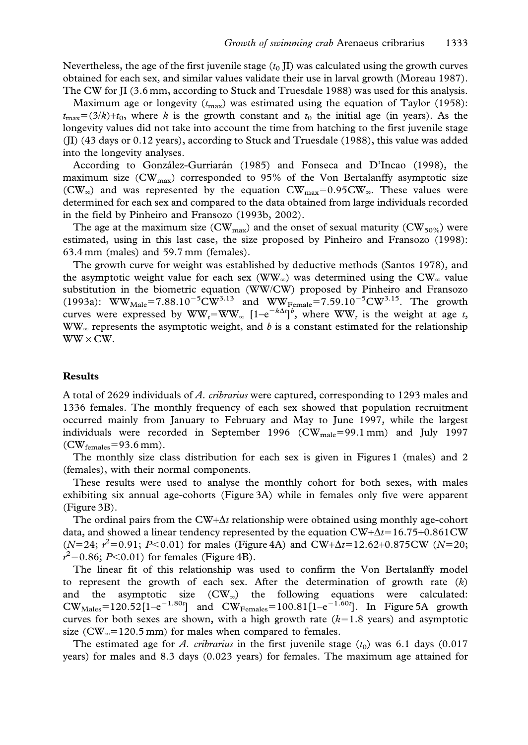Nevertheless, the age of the first juvenile stage ($t_0$ JI) was calculated using the growth curves obtained for each sex, and similar values validate their use in larval growth (Moreau 1987). The CW for JI (3.6 mm, according to Stuck and Truesdale 1988) was used for this analysis.

Maximum age or longevity ($t_{max}$) was estimated using the equation of Taylor (1958): $t_{max}=(3/k)+t_0$, where $k$ is the growth constant and $t_0$ the initial age (in years). As the longevity values did not take into account the time from hatching to the first juvenile stage (JI) (43 days or 0.12 years), according to Stuck and Truesdale (1988), this value was added into the longevity analyses.

According to González-Gurriarán (1985) and Fonseca and D'Incao (1998), the maximum size ($CW_{max}$) corresponded to 95% of the Von Bertalanffy asymptotic size ($CW_\infty$) and was represented by the equation $CW_{max}=0.95CW_\infty$. These values were determined for each sex and compared to the data obtained from large individuals recorded in the field by Pinheiro and Fransozo (1993b, 2002).

The age at the maximum size ($CW_{max}$) and the onset of sexual maturity ($CW_{50\%}$) were estimated, using in this last case, the size proposed by Pinheiro and Fransozo (1998): 63.4 mm (males) and 59.7 mm (females).

The growth curve for weight was established by deductive methods (Santos 1978), and the asymptotic weight value for each sex ($WW_\infty$) was determined using the $CW_\infty$ value substitution in the biometric equation (WW/CW) proposed by Pinheiro and Fransozo (1993a): $WW_{Male}=7.88.10^{-5}CW^{3.13}$ and $WW_{Female}=7.59.10^{-5}CW^{3.15}$. The growth curves were expressed by $WW_t=WW_\infty\ [1\text{–}e^{-k\Delta t}]^b$, where $WW_t$ is the weight at age $t$, $WW_\infty$ represents the asymptotic weight, and $b$ is a constant estimated for the relationship $WW \times CW$.

## Results

A total of 2629 individuals of *A. cribrarius* were captured, corresponding to 1293 males and 1336 females. The monthly frequency of each sex showed that population recruitment occurred mainly from January to February and May to June 1997, while the largest individuals were recorded in September 1996 ($CW_{male}=99.1$ mm) and July 1997 ($CW_{females}=93.6$ mm).

The monthly size class distribution for each sex is given in Figures 1 (males) and 2 (females), with their normal components.

These results were used to analyse the monthly cohort for both sexes, with males exhibiting six annual age-cohorts (Figure 3A) while in females only five were apparent (Figure 3B).

The ordinal pairs from the $CW+\Delta t$ relationship were obtained using monthly age-cohort data, and showed a linear tendency represented by the equation $CW+\Delta t=16.75+0.861CW$ ($N=24$; $r^2=0.91$; $P<0.01$) for males (Figure 4A) and $CW+\Delta t=12.62+0.875CW$ ($N=20$; $r^2=0.86$; $P<0.01$) for females (Figure 4B).

The linear fit of this relationship was used to confirm the Von Bertalanffy model to represent the growth of each sex. After the determination of growth rate ($k$) and the asymptotic size ($CW_\infty$) the following equations were calculated: $CW_{Males}=120.52[1\text{–}e^{-1.80t}]$ and $CW_{Females}=100.81[1\text{–}e^{-1.60t}]$. In Figure 5A growth curves for both sexes are shown, with a high growth rate ($k=1.8$ years) and asymptotic size ($CW_\infty=120.5$ mm) for males when compared to females.

The estimated age for *A. cribrarius* in the first juvenile stage ($t_0$) was 6.1 days (0.017 years) for males and 8.3 days (0.023 years) for females. The maximum age attained for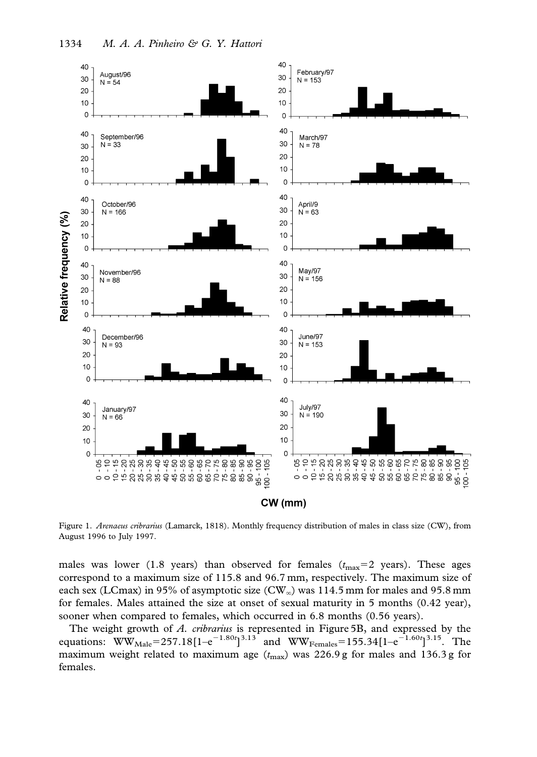Figure 1. *Arenaeus cribrarius* (Lamarck, 1818). Monthly frequency distribution of males in class size (CW), from August 1996 to July 1997.

males was lower (1.8 years) than observed for females ($t_{max}$=2 years). These ages correspond to a maximum size of 115.8 and 96.7 mm, respectively. The maximum size of each sex (LCmax) in 95% of asymptotic size ($CW_{\infty}$) was 114.5 mm for males and 95.8 mm for females. Males attained the size at onset of sexual maturity in 5 months (0.42 year), sooner when compared to females, which occurred in 6.8 months (0.56 years).

The weight growth of *A. cribrarius* is represented in Figure 5B, and expressed by the equations: $WW_{Male}=257.18[1–e^{-1.80t}]^{3.13}$ and $WW_{Females}=155.34[1–e^{-1.60t}]^{3.15}$. The maximum weight related to maximum age ($t_{max}$) was 226.9 g for males and 136.3 g for females.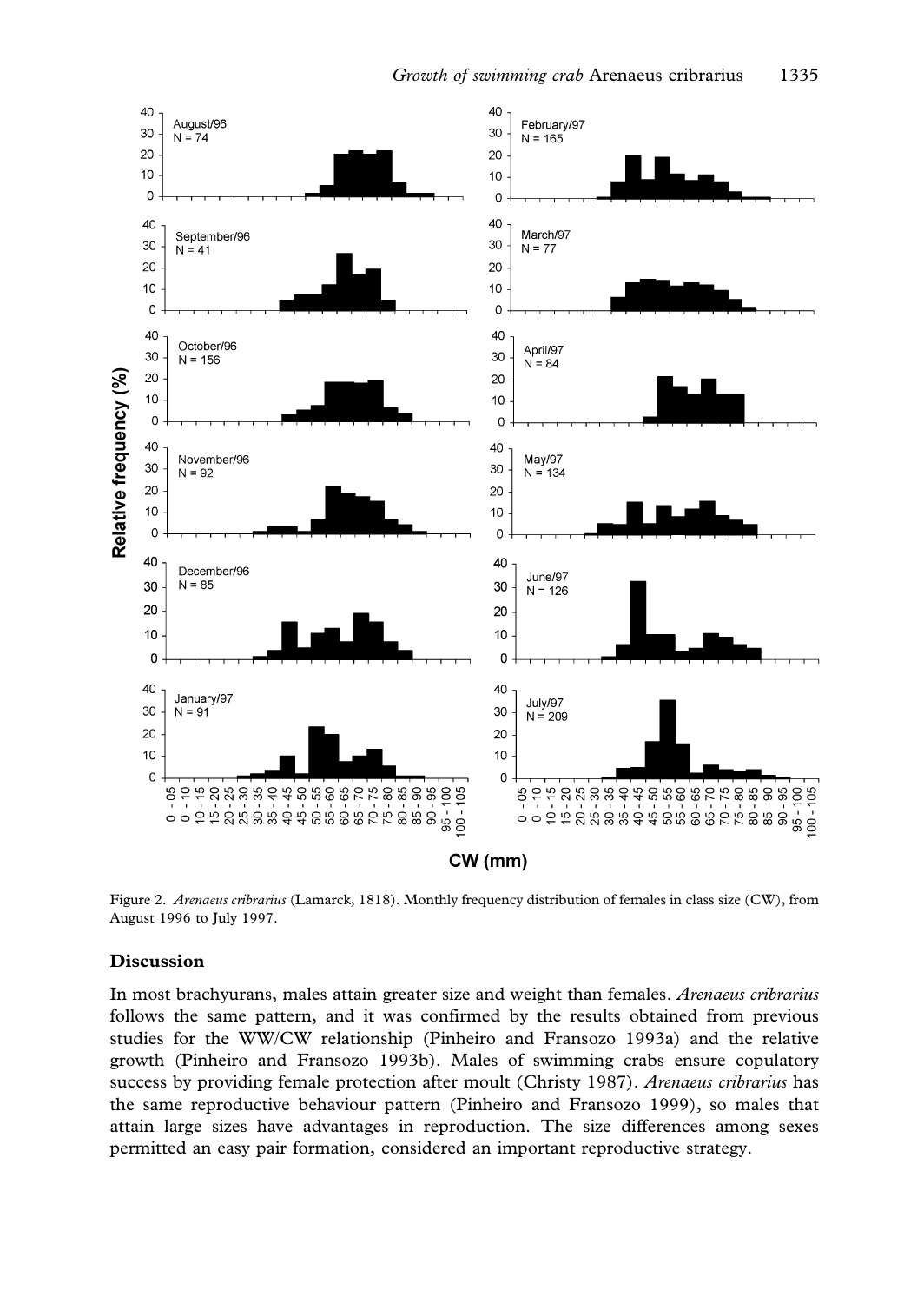Figure 2. *Arenaeus cribrarius* (Lamarck, 1818). Monthly frequency distribution of females in class size (CW), from August 1996 to July 1997.

## Discussion

In most brachyurans, males attain greater size and weight than females. *Arenaeus cribrarius* follows the same pattern, and it was confirmed by the results obtained from previous studies for the WW/CW relationship (Pinheiro and Fransozo 1993a) and the relative growth (Pinheiro and Fransozo 1993b). Males of swimming crabs ensure copulatory success by providing female protection after moult (Christy 1987). *Arenaeus cribrarius* has the same reproductive behaviour pattern (Pinheiro and Fransozo 1999), so males that attain large sizes have advantages in reproduction. The size differences among sexes permitted an easy pair formation, considered an important reproductive strategy.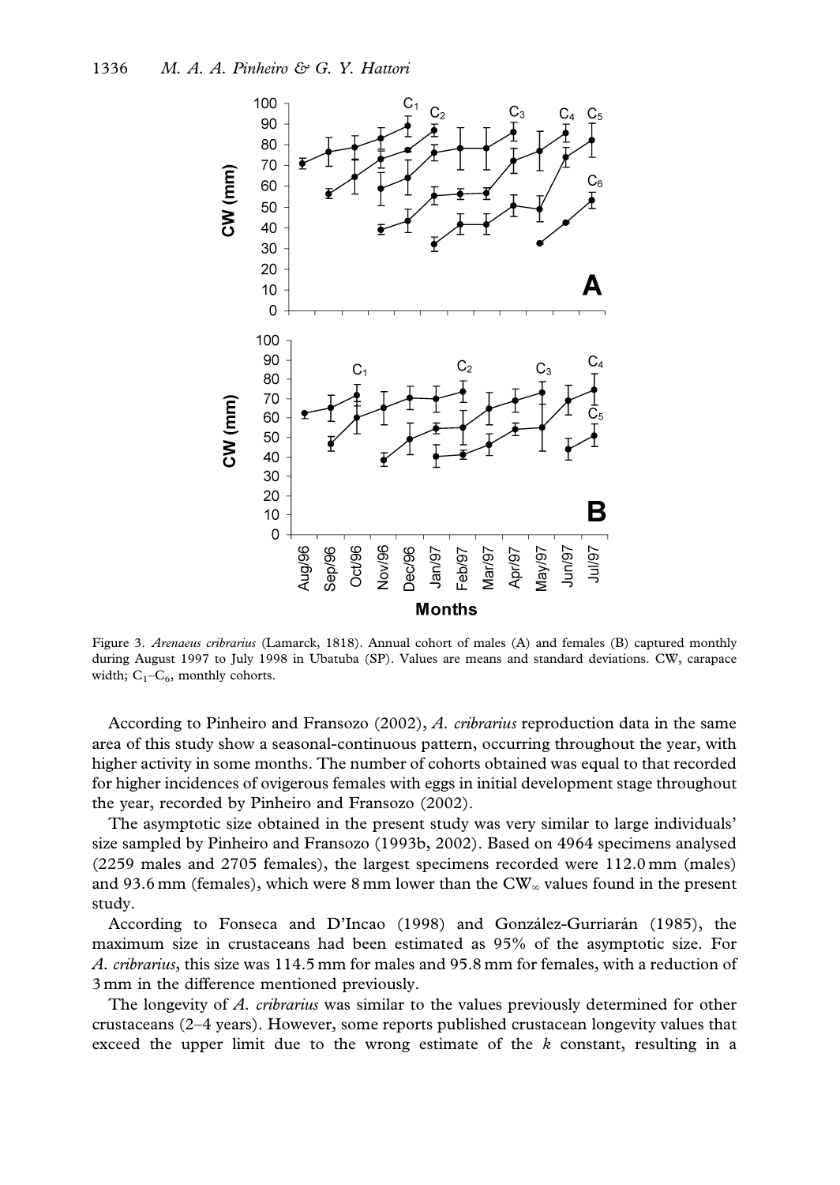Figure 3. *Arenaeus cribrarius* (Lamarck, 1818). Annual cohort of males (A) and females (B) captured monthly during August 1997 to July 1998 in Ubatuba (SP). Values are means and standard deviations. CW, carapace width; $C_1$–$C_6$, monthly cohorts.

According to Pinheiro and Fransozo (2002), *A. cribrarius* reproduction data in the same area of this study show a seasonal-continuous pattern, occurring throughout the year, with higher activity in some months. The number of cohorts obtained was equal to that recorded for higher incidences of ovigerous females with eggs in initial development stage throughout the year, recorded by Pinheiro and Fransozo (2002).

The asymptotic size obtained in the present study was very similar to large individuals' size sampled by Pinheiro and Fransozo (1993b, 2002). Based on 4964 specimens analysed (2259 males and 2705 females), the largest specimens recorded were 112.0 mm (males) and 93.6 mm (females), which were 8 mm lower than the $CW_\infty$ values found in the present study.

According to Fonseca and D'Incao (1998) and González-Gurriarán (1985), the maximum size in crustaceans had been estimated as 95% of the asymptotic size. For *A. cribrarius*, this size was 114.5 mm for males and 95.8 mm for females, with a reduction of 3 mm in the difference mentioned previously.

The longevity of *A. cribrarius* was similar to the values previously determined for other crustaceans (2–4 years). However, some reports published crustacean longevity values that exceed the upper limit due to the wrong estimate of the $k$ constant, resulting in a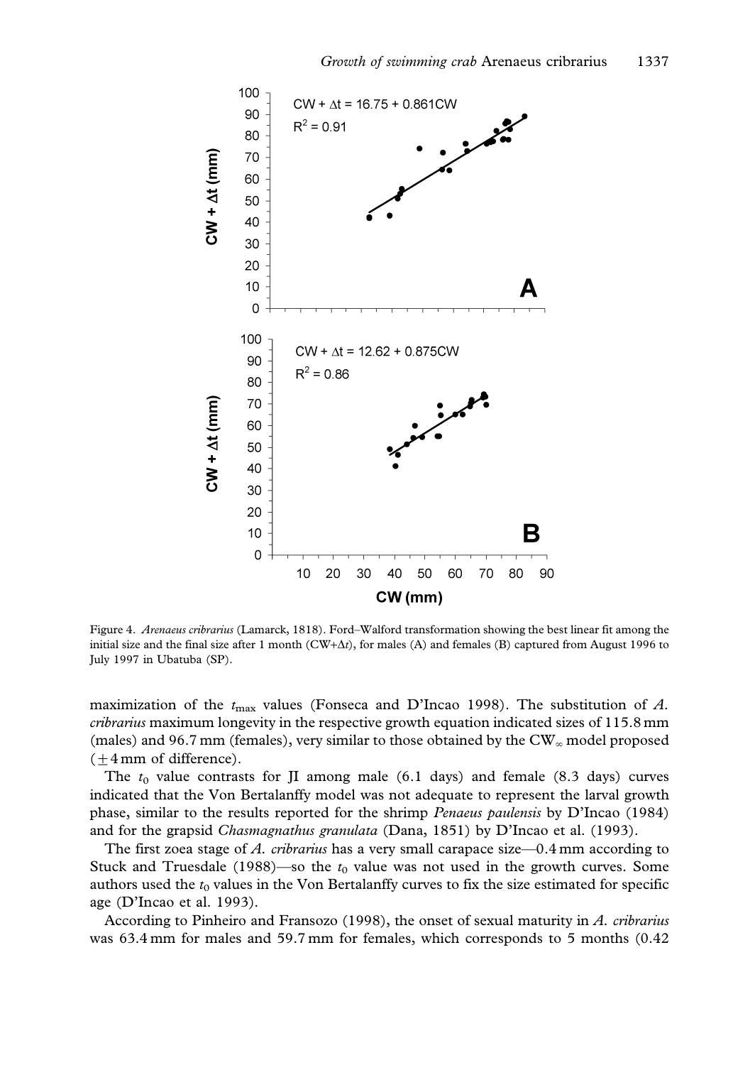Figure 4. *Arenaeus cribrarius* (Lamarck, 1818). Ford–Walford transformation showing the best linear fit among the initial size and the final size after 1 month (CW+$\Delta t$), for males (A) and females (B) captured from August 1996 to July 1997 in Ubatuba (SP).

maximization of the $t_{max}$ values (Fonseca and D'Incao 1998). The substitution of *A. cribrarius* maximum longevity in the respective growth equation indicated sizes of 115.8 mm (males) and 96.7 mm (females), very similar to those obtained by the $CW_\infty$ model proposed ($\pm$4 mm of difference).

The $t_0$ value contrasts for JI among male (6.1 days) and female (8.3 days) curves indicated that the Von Bertalanffy model was not adequate to represent the larval growth phase, similar to the results reported for the shrimp *Penaeus paulensis* by D'Incao (1984) and for the grapsid *Chasmagnathus granulata* (Dana, 1851) by D'Incao et al. (1993).

The first zoea stage of *A. cribrarius* has a very small carapace size—0.4 mm according to Stuck and Truesdale (1988)—so the $t_0$ value was not used in the growth curves. Some authors used the $t_0$ values in the Von Bertalanffy curves to fix the size estimated for specific age (D'Incao et al. 1993).

According to Pinheiro and Fransozo (1998), the onset of sexual maturity in *A. cribrarius* was 63.4 mm for males and 59.7 mm for females, which corresponds to 5 months (0.42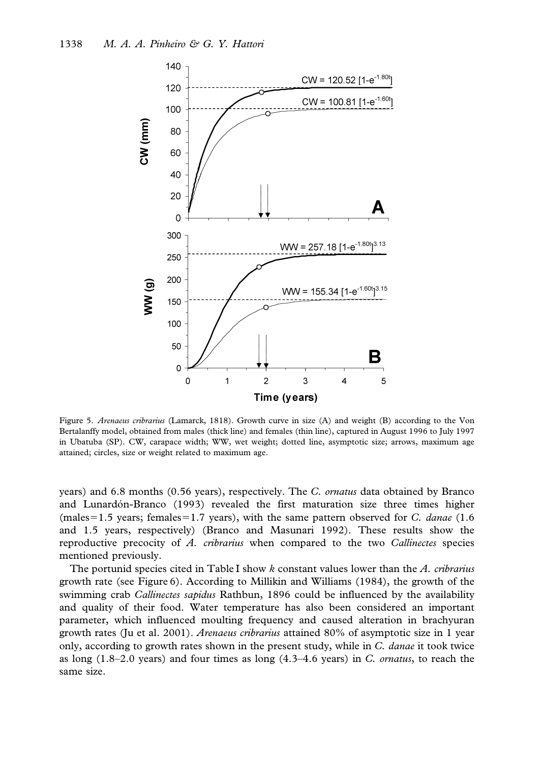Figure 5. *Arenaeus cribrarius* (Lamarck, 1818). Growth curve in size (A) and weight (B) according to the Von Bertalanffy model, obtained from males (thick line) and females (thin line), captured in August 1996 to July 1997 in Ubatuba (SP). CW, carapace width; WW, wet weight; dotted line, asymptotic size; arrows, maximum age attained; circles, size or weight related to maximum age.

years) and 6.8 months (0.56 years), respectively. The *C. ornatus* data obtained by Branco and Lunardón-Branco (1993) revealed the first maturation size three times higher (males = 1.5 years; females = 1.7 years), with the same pattern observed for *C. danae* (1.6 and 1.5 years, respectively) (Branco and Masunari 1992). These results show the reproductive precocity of *A. cribrarius* when compared to the two *Callinectes* species mentioned previously.

The portunid species cited in Table I show *k* constant values lower than the *A. cribrarius* growth rate (see Figure 6). According to Millikin and Williams (1984), the growth of the swimming crab *Callinectes sapidus* Rathbun, 1896 could be influenced by the availability and quality of their food. Water temperature has also been considered an important parameter, which influenced moulting frequency and caused alteration in brachyuran growth rates (Ju et al. 2001). *Arenaeus cribrarius* attained 80% of asymptotic size in 1 year only, according to growth rates shown in the present study, while in *C. danae* it took twice as long (1.8–2.0 years) and four times as long (4.3–4.6 years) in *C. ornatus*, to reach the same size.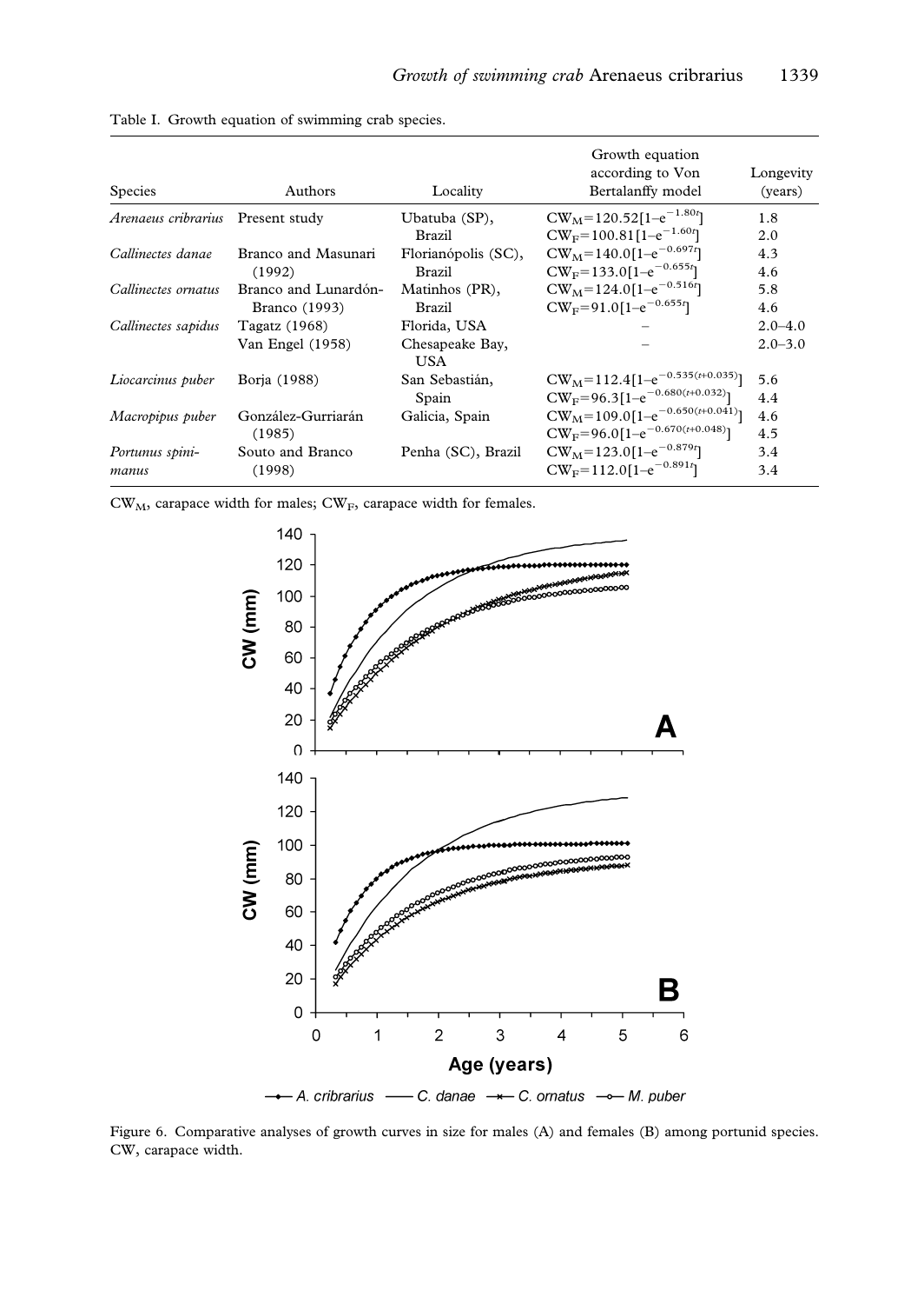Table I. Growth equation of swimming crab species.

| Species | Authors | Locality | Growth equation according to Von Bertalanffy model | Longevity (years) |
|---|---|---|---|---|
| *Arenaeus cribrarius* | Present study | Ubatuba (SP), Brazil | $CW_M=120.52[1-e^{-1.80t}]$ | 1.8 |
| | | | $CW_F=100.81[1-e^{-1.60t}]$ | 2.0 |
| *Callinectes danae* | Branco and Masunari (1992) | Florianópolis (SC), Brazil | $CW_M=140.0[1-e^{-0.697t}]$ | 4.3 |
| | | | $CW_F=133.0[1-e^{-0.655t}]$ | 4.6 |
| *Callinectes ornatus* | Branco and Lunardón-Branco (1993) | Matinhos (PR), Brazil | $CW_M=124.0[1-e^{-0.516t}]$ | 5.8 |
| | | | $CW_F=91.0[1-e^{-0.655t}]$ | 4.6 |
| *Callinectes sapidus* | Tagatz (1968) | Florida, USA | – | 2.0–4.0 |
| | Van Engel (1958) | Chesapeake Bay, USA | – | 2.0–3.0 |
| *Liocarcinus puber* | Borja (1988) | San Sebastián, Spain | $CW_M=112.4[1-e^{-0.535(t+0.035)}]$ | 5.6 |
| | | | $CW_F=96.3[1-e^{-0.680(t+0.032)}]$ | 4.4 |
| *Macropipus puber* | González-Gurriarán (1985) | Galicia, Spain | $CW_M=109.0[1-e^{-0.650(t+0.041)}]$ | 4.6 |
| | | | $CW_F=96.0[1-e^{-0.670(t+0.048)}]$ | 4.5 |
| *Portunus spinimanus* | Souto and Branco (1998) | Penha (SC), Brazil | $CW_M=123.0[1-e^{-0.879t}]$ | 3.4 |
| | | | $CW_F=112.0[1-e^{-0.891t}]$ | 3.4 |

$CW_M$, carapace width for males; $CW_F$, carapace width for females.

Figure 6. Comparative analyses of growth curves in size for males (A) and females (B) among portunid species. CW, carapace width.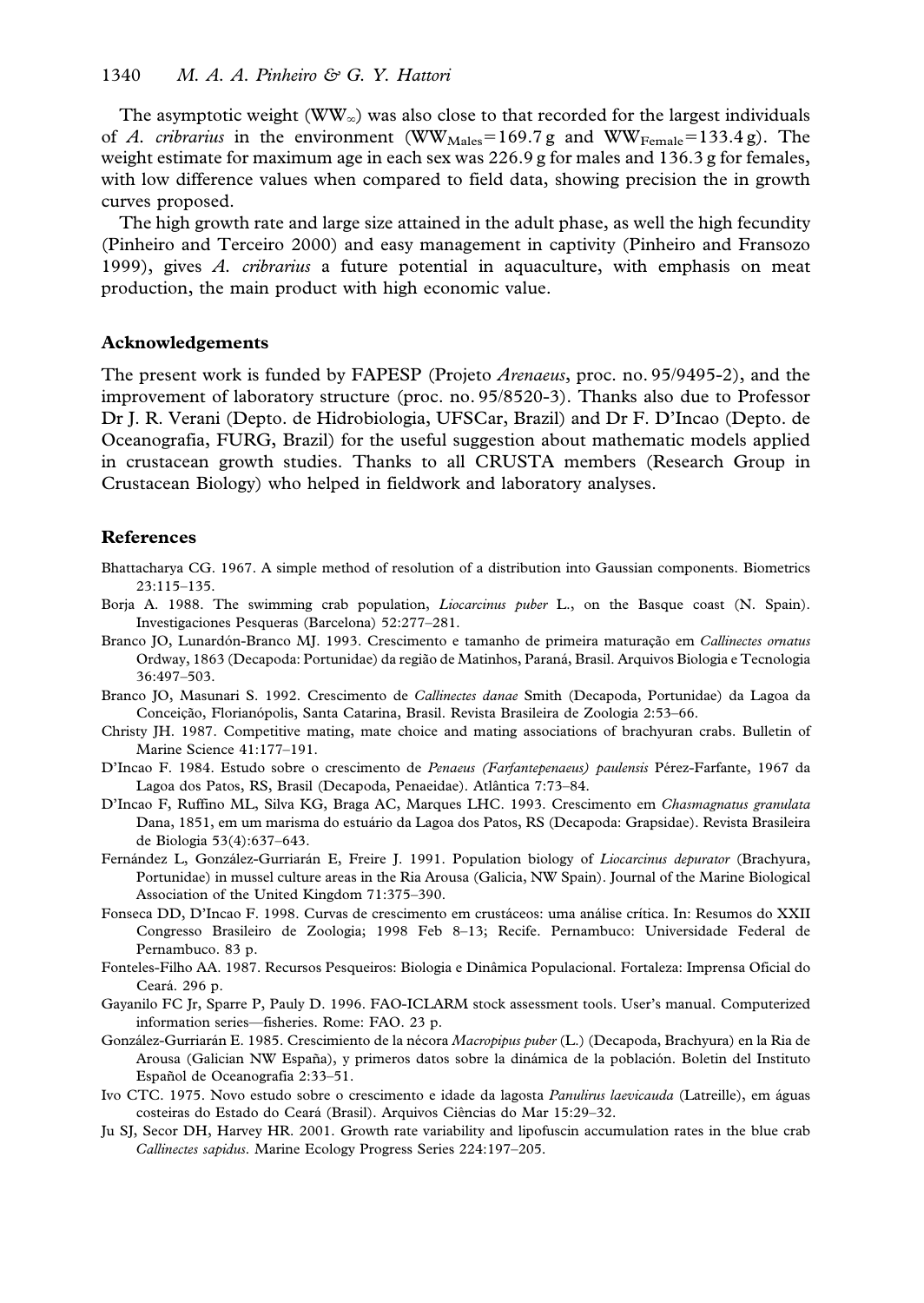The asymptotic weight ($WW_\infty$) was also close to that recorded for the largest individuals of *A. cribrarius* in the environment ($WW_{Males}$=169.7 g and $WW_{Female}$=133.4 g). The weight estimate for maximum age in each sex was 226.9 g for males and 136.3 g for females, with low difference values when compared to field data, showing precision the in growth curves proposed.

The high growth rate and large size attained in the adult phase, as well the high fecundity (Pinheiro and Terceiro 2000) and easy management in captivity (Pinheiro and Fransozo 1999), gives *A. cribrarius* a future potential in aquaculture, with emphasis on meat production, the main product with high economic value.

## Acknowledgements

The present work is funded by FAPESP (Projeto *Arenaeus*, proc. no. 95/9495-2), and the improvement of laboratory structure (proc. no. 95/8520-3). Thanks also due to Professor Dr J. R. Verani (Depto. de Hidrobiologia, UFSCar, Brazil) and Dr F. D'Incao (Depto. de Oceanografia, FURG, Brazil) for the useful suggestion about mathematic models applied in crustacean growth studies. Thanks to all CRUSTA members (Research Group in Crustacean Biology) who helped in fieldwork and laboratory analyses.

## References

Bhattacharya CG. 1967. A simple method of resolution of a distribution into Gaussian components. Biometrics 23:115–135.

Borja A. 1988. The swimming crab population, *Liocarcinus puber* L., on the Basque coast (N. Spain). Investigaciones Pesqueras (Barcelona) 52:277–281.

Branco JO, Lunardón-Branco MJ. 1993. Crescimento e tamanho de primeira maturação em *Callinectes ornatus* Ordway, 1863 (Decapoda: Portunidae) da região de Matinhos, Paraná, Brasil. Arquivos Biologia e Tecnologia 36:497–503.

Branco JO, Masunari S. 1992. Crescimento de *Callinectes danae* Smith (Decapoda, Portunidae) da Lagoa da Conceição, Florianópolis, Santa Catarina, Brasil. Revista Brasileira de Zoologia 2:53–66.

Christy JH. 1987. Competitive mating, mate choice and mating associations of brachyuran crabs. Bulletin of Marine Science 41:177–191.

D'Incao F. 1984. Estudo sobre o crescimento de *Penaeus (Farfantepenaeus) paulensis* Pérez-Farfante, 1967 da Lagoa dos Patos, RS, Brasil (Decapoda, Penaeidae). Atlântica 7:73–84.

D'Incao F, Ruffino ML, Silva KG, Braga AC, Marques LHC. 1993. Crescimento em *Chasmagnatus granulata* Dana, 1851, em um marisma do estuário da Lagoa dos Patos, RS (Decapoda: Grapsidae). Revista Brasileira de Biologia 53(4):637–643.

Fernández L, González-Gurriarán E, Freire J. 1991. Population biology of *Liocarcinus depurator* (Brachyura, Portunidae) in mussel culture areas in the Ria Arousa (Galicia, NW Spain). Journal of the Marine Biological Association of the United Kingdom 71:375–390.

Fonseca DD, D'Incao F. 1998. Curvas de crescimento em crustáceos: uma análise crítica. In: Resumos do XXII Congresso Brasileiro de Zoologia; 1998 Feb 8–13; Recife. Pernambuco: Universidade Federal de Pernambuco. 83 p.

Fonteles-Filho AA. 1987. Recursos Pesqueiros: Biologia e Dinâmica Populacional. Fortaleza: Imprensa Oficial do Ceará. 296 p.

Gayanilo FC Jr, Sparre P, Pauly D. 1996. FAO-ICLARM stock assessment tools. User's manual. Computerized information series—fisheries. Rome: FAO. 23 p.

González-Gurriarán E. 1985. Crescimiento de la nécora *Macropipus puber* (L.) (Decapoda, Brachyura) en la Ria de Arousa (Galician NW España), y primeros datos sobre la dinámica de la población. Boletin del Instituto Español de Oceanografia 2:33–51.

Ivo CTC. 1975. Novo estudo sobre o crescimento e idade da lagosta *Panulirus laevicauda* (Latreille), em águas costeiras do Estado do Ceará (Brasil). Arquivos Ciências do Mar 15:29–32.

Ju SJ, Secor DH, Harvey HR. 2001. Growth rate variability and lipofuscin accumulation rates in the blue crab *Callinectes sapidus*. Marine Ecology Progress Series 224:197–205.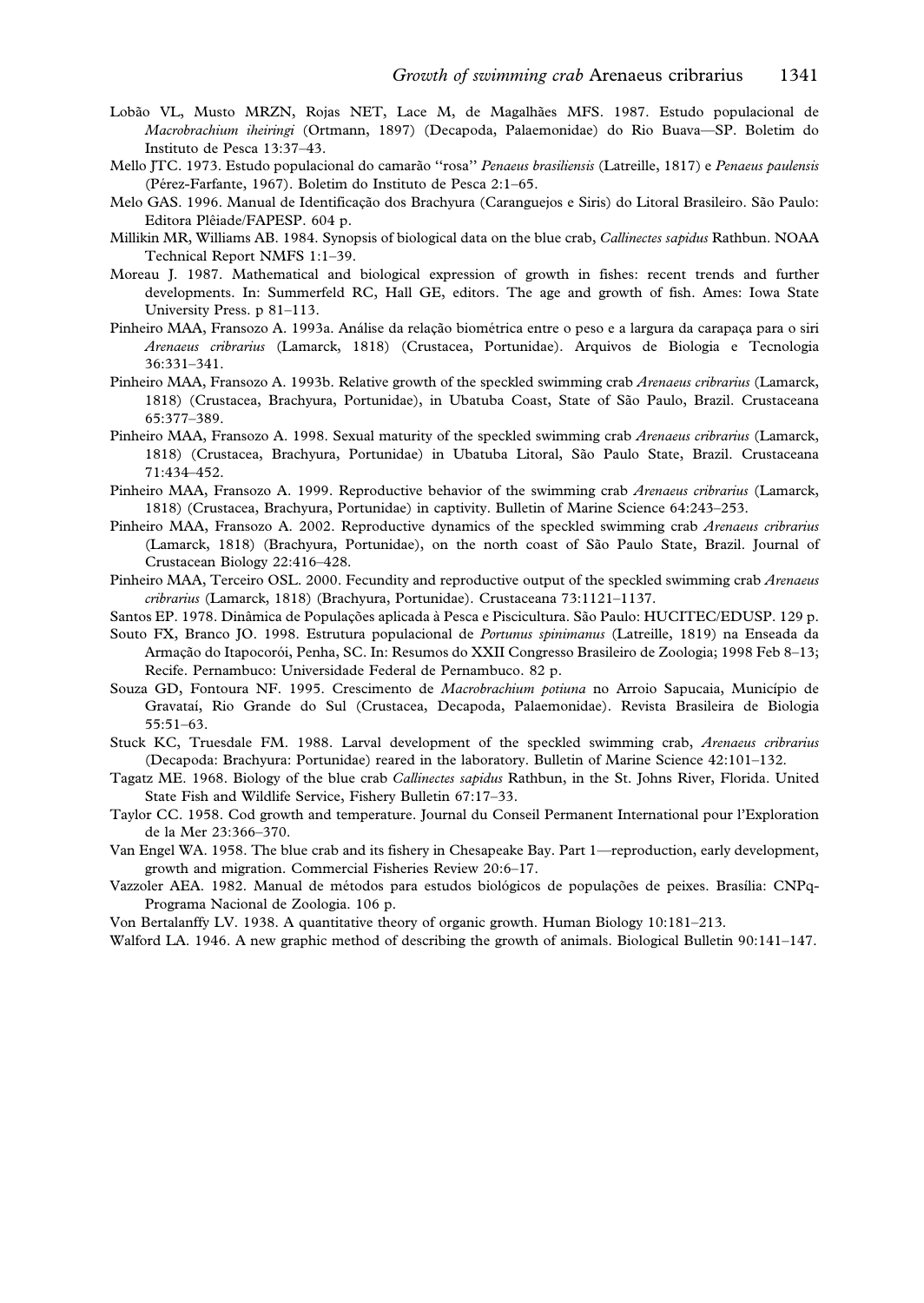Lobão VL, Musto MRZN, Rojas NET, Lace M, de Magalhães MFS. 1987. Estudo populacional de *Macrobrachium iheiringi* (Ortmann, 1897) (Decapoda, Palaemonidae) do Rio Buava—SP. Boletim do Instituto de Pesca 13:37–43.

Mello JTC. 1973. Estudo populacional do camarão ''rosa'' *Penaeus brasiliensis* (Latreille, 1817) e *Penaeus paulensis* (Pérez-Farfante, 1967). Boletim do Instituto de Pesca 2:1–65.

Melo GAS. 1996. Manual de Identificação dos Brachyura (Caranguejos e Siris) do Litoral Brasileiro. São Paulo: Editora Plêiade/FAPESP. 604 p.

Millikin MR, Williams AB. 1984. Synopsis of biological data on the blue crab, *Callinectes sapidus* Rathbun. NOAA Technical Report NMFS 1:1–39.

Moreau J. 1987. Mathematical and biological expression of growth in fishes: recent trends and further developments. In: Summerfeld RC, Hall GE, editors. The age and growth of fish. Ames: Iowa State University Press. p 81–113.

Pinheiro MAA, Fransozo A. 1993a. Análise da relação biométrica entre o peso e a largura da carapaça para o siri *Arenaeus cribrarius* (Lamarck, 1818) (Crustacea, Portunidae). Arquivos de Biologia e Tecnologia 36:331–341.

Pinheiro MAA, Fransozo A. 1993b. Relative growth of the speckled swimming crab *Arenaeus cribrarius* (Lamarck, 1818) (Crustacea, Brachyura, Portunidae), in Ubatuba Coast, State of São Paulo, Brazil. Crustaceana 65:377–389.

Pinheiro MAA, Fransozo A. 1998. Sexual maturity of the speckled swimming crab *Arenaeus cribrarius* (Lamarck, 1818) (Crustacea, Brachyura, Portunidae) in Ubatuba Litoral, São Paulo State, Brazil. Crustaceana 71:434–452.

Pinheiro MAA, Fransozo A. 1999. Reproductive behavior of the swimming crab *Arenaeus cribrarius* (Lamarck, 1818) (Crustacea, Brachyura, Portunidae) in captivity. Bulletin of Marine Science 64:243–253.

Pinheiro MAA, Fransozo A. 2002. Reproductive dynamics of the speckled swimming crab *Arenaeus cribrarius* (Lamarck, 1818) (Brachyura, Portunidae), on the north coast of São Paulo State, Brazil. Journal of Crustacean Biology 22:416–428.

Pinheiro MAA, Terceiro OSL. 2000. Fecundity and reproductive output of the speckled swimming crab *Arenaeus cribrarius* (Lamarck, 1818) (Brachyura, Portunidae). Crustaceana 73:1121–1137.

Santos EP. 1978. Dinâmica de Populações aplicada à Pesca e Piscicultura. São Paulo: HUCITEC/EDUSP. 129 p.

Souto FX, Branco JO. 1998. Estrutura populacional de *Portunus spinimanus* (Latreille, 1819) na Enseada da Armação do Itapocorói, Penha, SC. In: Resumos do XXII Congresso Brasileiro de Zoologia; 1998 Feb 8–13; Recife. Pernambuco: Universidade Federal de Pernambuco. 82 p.

Souza GD, Fontoura NF. 1995. Crescimento de *Macrobrachium potiuna* no Arroio Sapucaia, Município de Gravataí, Rio Grande do Sul (Crustacea, Decapoda, Palaemonidae). Revista Brasileira de Biologia 55:51–63.

Stuck KC, Truesdale FM. 1988. Larval development of the speckled swimming crab, *Arenaeus cribrarius* (Decapoda: Brachyura: Portunidae) reared in the laboratory. Bulletin of Marine Science 42:101–132.

Tagatz ME. 1968. Biology of the blue crab *Callinectes sapidus* Rathbun, in the St. Johns River, Florida. United State Fish and Wildlife Service, Fishery Bulletin 67:17–33.

Taylor CC. 1958. Cod growth and temperature. Journal du Conseil Permanent International pour l'Exploration de la Mer 23:366–370.

Van Engel WA. 1958. The blue crab and its fishery in Chesapeake Bay. Part 1—reproduction, early development, growth and migration. Commercial Fisheries Review 20:6–17.

Vazzoler AEA. 1982. Manual de métodos para estudos biológicos de populações de peixes. Brasília: CNPq-Programa Nacional de Zoologia. 106 p.

Von Bertalanffy LV. 1938. A quantitative theory of organic growth. Human Biology 10:181–213.

Walford LA. 1946. A new graphic method of describing the growth of animals. Biological Bulletin 90:141–147.